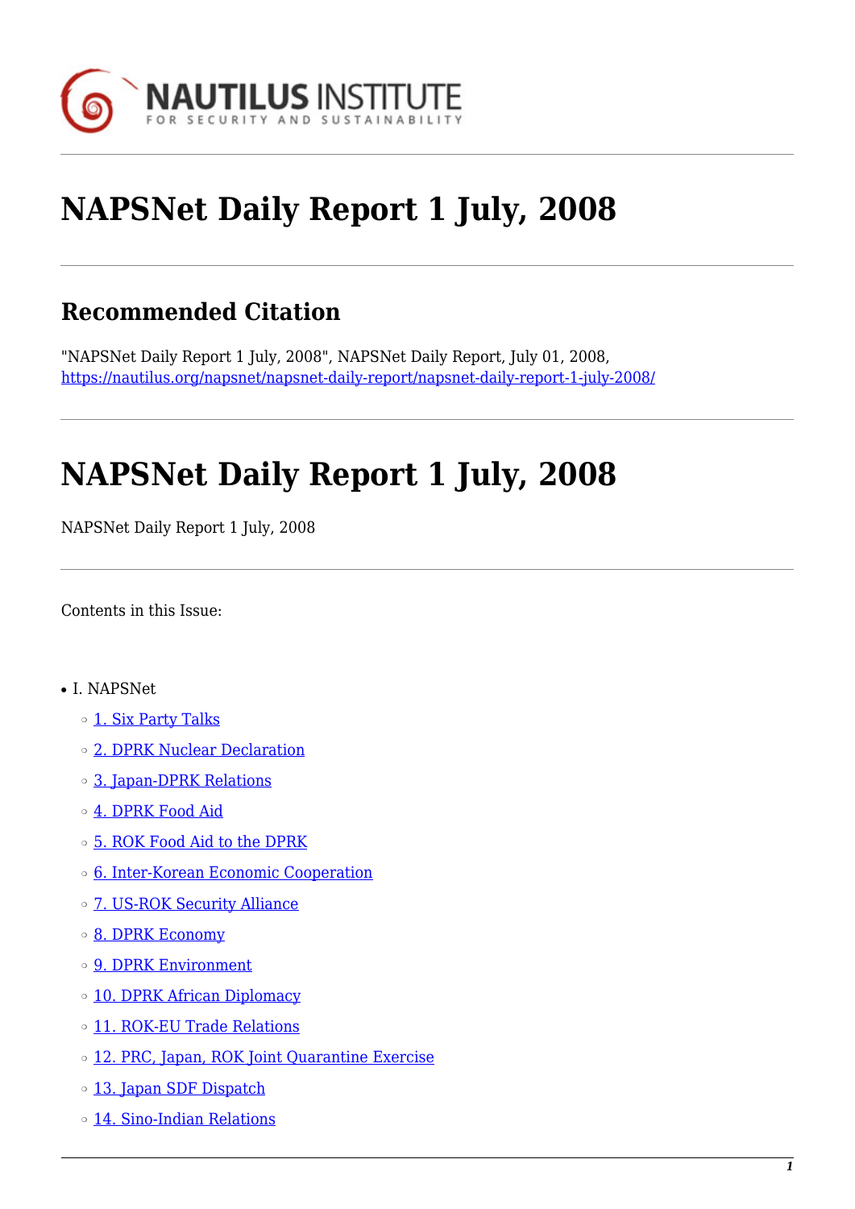# NAPSNet Daily Report 1 July, 2008

## Recommended Citation

"NAPSNet Daily Report 1 July, 2008", NAPSNet Daily Report, July 01, 2008, https://nautilus.org/napsnet/napsnet-daily-report/napsnet-daily-report-1-july-2008/

# NAPSNet Daily Report 1 July, 2008

NAPSNet Daily Report 1 July, 2008

Contents in this Issue:

- I. NAPSNet
  - 1. Six Party Talks
  - 2. DPRK Nuclear Declaration
  - 3. Japan-DPRK Relations
  - 4. DPRK Food Aid
  - 5. ROK Food Aid to the DPRK
  - 6. Inter-Korean Economic Cooperation
  - 7. US-ROK Security Alliance
  - 8. DPRK Economy
  - 9. DPRK Environment
  - 10. DPRK African Diplomacy
  - 11. ROK-EU Trade Relations
  - 12. PRC, Japan, ROK Joint Quarantine Exercise
  - 13. Japan SDF Dispatch
  - 14. Sino-Indian Relations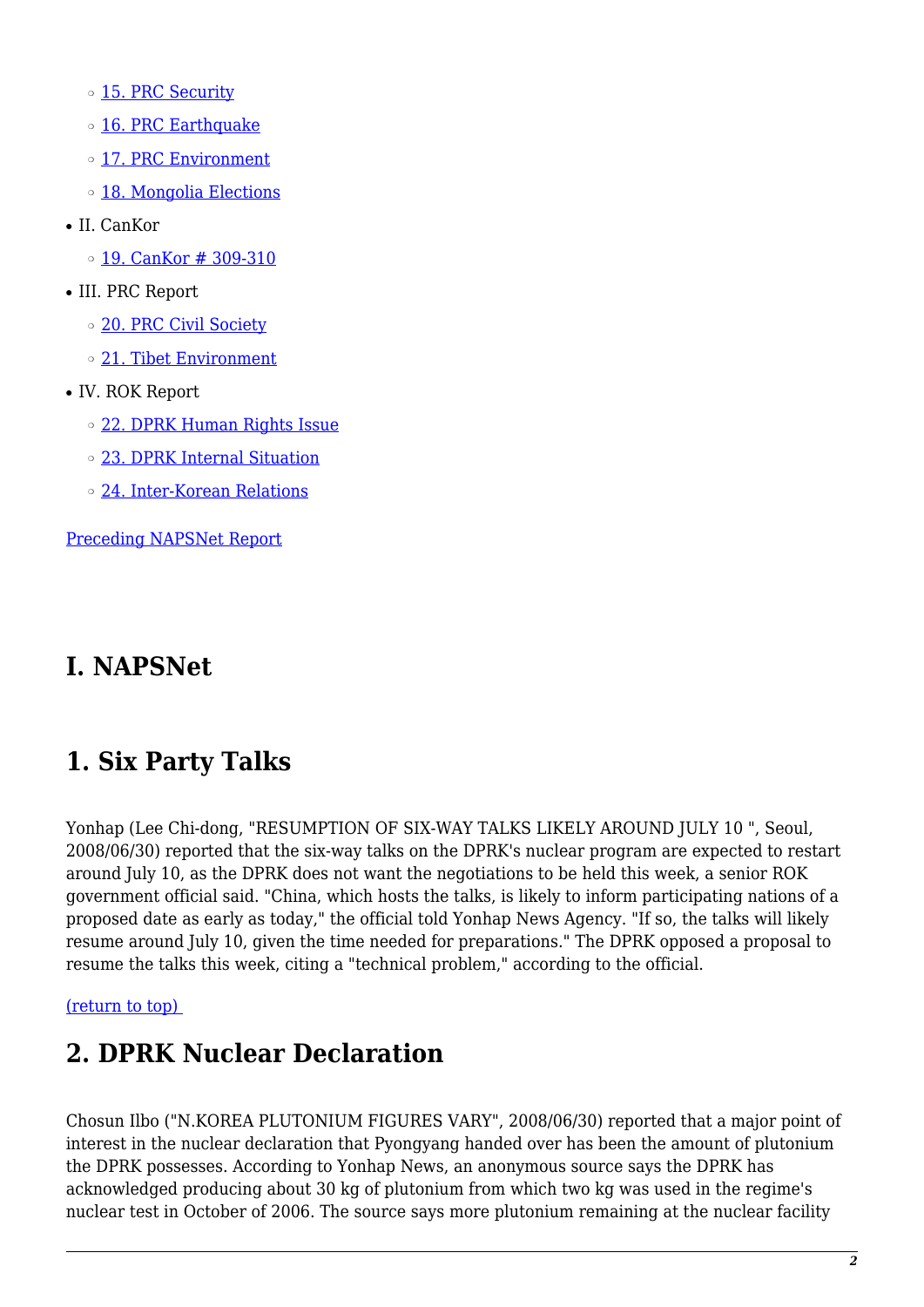- [15. PRC Security]()
  - [16. PRC Earthquake]()
  - [17. PRC Environment]()
  - [18. Mongolia Elections]()
- II. CanKor
  - [19. CanKor # 309-310]()
- III. PRC Report
  - [20. PRC Civil Society]()
  - [21. Tibet Environment]()
- IV. ROK Report
  - [22. DPRK Human Rights Issue]()
  - [23. DPRK Internal Situation]()
  - [24. Inter-Korean Relations]()

[Preceding NAPSNet Report]()

# I. NAPSNet

## 1. Six Party Talks

Yonhap (Lee Chi-dong, "RESUMPTION OF SIX-WAY TALKS LIKELY AROUND JULY 10 ", Seoul, 2008/06/30) reported that the six-way talks on the DPRK's nuclear program are expected to restart around July 10, as the DPRK does not want the negotiations to be held this week, a senior ROK government official said. "China, which hosts the talks, is likely to inform participating nations of a proposed date as early as today," the official told Yonhap News Agency. "If so, the talks will likely resume around July 10, given the time needed for preparations." The DPRK opposed a proposal to resume the talks this week, citing a "technical problem," according to the official.

[(return to top) ]()

## 2. DPRK Nuclear Declaration

Chosun Ilbo ("N.KOREA PLUTONIUM FIGURES VARY", 2008/06/30) reported that a major point of interest in the nuclear declaration that Pyongyang handed over has been the amount of plutonium the DPRK possesses. According to Yonhap News, an anonymous source says the DPRK has acknowledged producing about 30 kg of plutonium from which two kg was used in the regime's nuclear test in October of 2006. The source says more plutonium remaining at the nuclear facility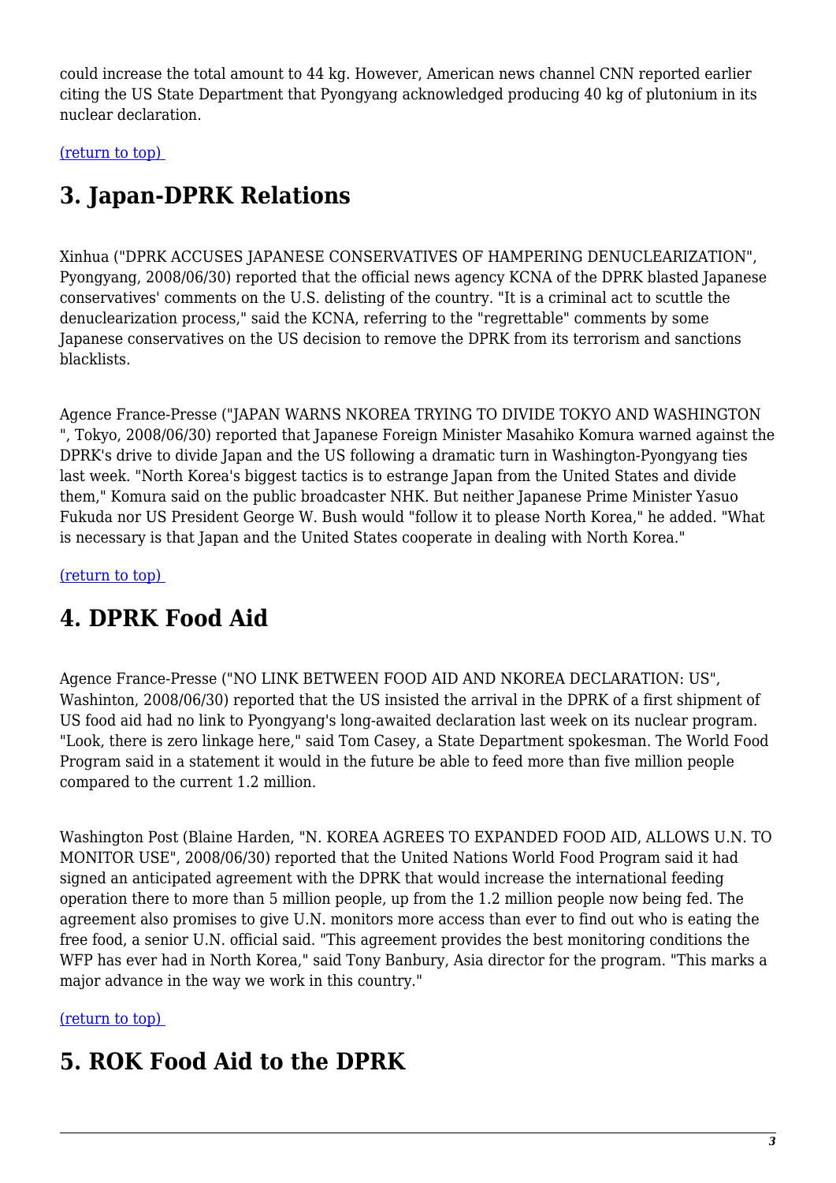could increase the total amount to 44 kg. However, American news channel CNN reported earlier citing the US State Department that Pyongyang acknowledged producing 40 kg of plutonium in its nuclear declaration.

(return to top)

## 3. Japan-DPRK Relations

Xinhua ("DPRK ACCUSES JAPANESE CONSERVATIVES OF HAMPERING DENUCLEARIZATION", Pyongyang, 2008/06/30) reported that the official news agency KCNA of the DPRK blasted Japanese conservatives' comments on the U.S. delisting of the country. "It is a criminal act to scuttle the denuclearization process," said the KCNA, referring to the "regrettable" comments by some Japanese conservatives on the US decision to remove the DPRK from its terrorism and sanctions blacklists.

Agence France-Presse ("JAPAN WARNS NKOREA TRYING TO DIVIDE TOKYO AND WASHINGTON ", Tokyo, 2008/06/30) reported that Japanese Foreign Minister Masahiko Komura warned against the DPRK's drive to divide Japan and the US following a dramatic turn in Washington-Pyongyang ties last week. "North Korea's biggest tactics is to estrange Japan from the United States and divide them," Komura said on the public broadcaster NHK. But neither Japanese Prime Minister Yasuo Fukuda nor US President George W. Bush would "follow it to please North Korea," he added. "What is necessary is that Japan and the United States cooperate in dealing with North Korea."

(return to top)

## 4. DPRK Food Aid

Agence France-Presse ("NO LINK BETWEEN FOOD AID AND NKOREA DECLARATION: US", Washinton, 2008/06/30) reported that the US insisted the arrival in the DPRK of a first shipment of US food aid had no link to Pyongyang's long-awaited declaration last week on its nuclear program. "Look, there is zero linkage here," said Tom Casey, a State Department spokesman. The World Food Program said in a statement it would in the future be able to feed more than five million people compared to the current 1.2 million.

Washington Post (Blaine Harden, "N. KOREA AGREES TO EXPANDED FOOD AID, ALLOWS U.N. TO MONITOR USE", 2008/06/30) reported that the United Nations World Food Program said it had signed an anticipated agreement with the DPRK that would increase the international feeding operation there to more than 5 million people, up from the 1.2 million people now being fed. The agreement also promises to give U.N. monitors more access than ever to find out who is eating the free food, a senior U.N. official said. "This agreement provides the best monitoring conditions the WFP has ever had in North Korea," said Tony Banbury, Asia director for the program. "This marks a major advance in the way we work in this country."

(return to top)

## 5. ROK Food Aid to the DPRK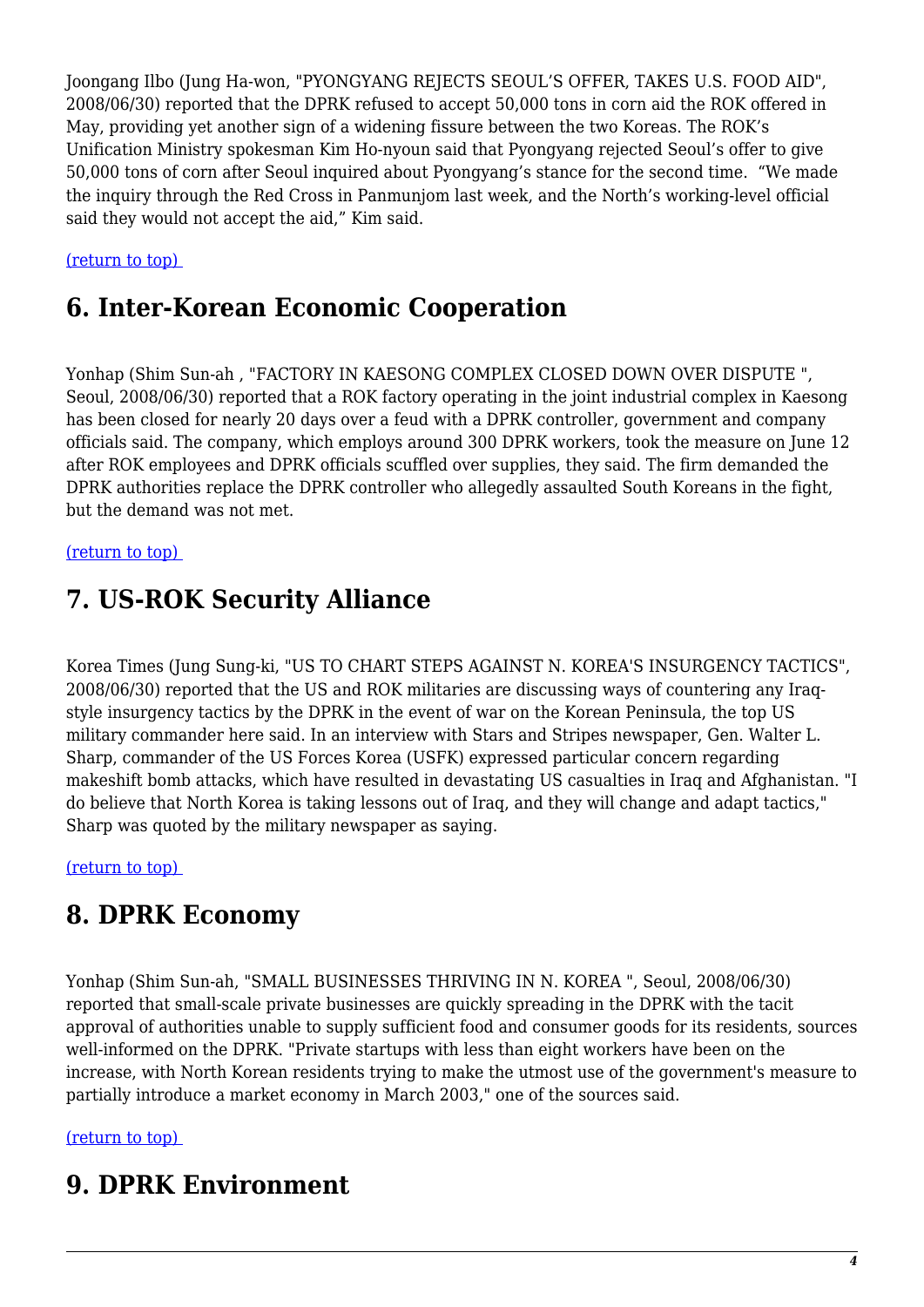Joongang Ilbo (Jung Ha-won, "PYONGYANG REJECTS SEOUL'S OFFER, TAKES U.S. FOOD AID", 2008/06/30) reported that the DPRK refused to accept 50,000 tons in corn aid the ROK offered in May, providing yet another sign of a widening fissure between the two Koreas. The ROK's Unification Ministry spokesman Kim Ho-nyoun said that Pyongyang rejected Seoul's offer to give 50,000 tons of corn after Seoul inquired about Pyongyang's stance for the second time. "We made the inquiry through the Red Cross in Panmunjom last week, and the North's working-level official said they would not accept the aid," Kim said.

(return to top)

## 6. Inter-Korean Economic Cooperation

Yonhap (Shim Sun-ah , "FACTORY IN KAESONG COMPLEX CLOSED DOWN OVER DISPUTE ", Seoul, 2008/06/30) reported that a ROK factory operating in the joint industrial complex in Kaesong has been closed for nearly 20 days over a feud with a DPRK controller, government and company officials said. The company, which employs around 300 DPRK workers, took the measure on June 12 after ROK employees and DPRK officials scuffled over supplies, they said. The firm demanded the DPRK authorities replace the DPRK controller who allegedly assaulted South Koreans in the fight, but the demand was not met.

(return to top)

## 7. US-ROK Security Alliance

Korea Times (Jung Sung-ki, "US TO CHART STEPS AGAINST N. KOREA'S INSURGENCY TACTICS", 2008/06/30) reported that the US and ROK militaries are discussing ways of countering any Iraq-style insurgency tactics by the DPRK in the event of war on the Korean Peninsula, the top US military commander here said. In an interview with Stars and Stripes newspaper, Gen. Walter L. Sharp, commander of the US Forces Korea (USFK) expressed particular concern regarding makeshift bomb attacks, which have resulted in devastating US casualties in Iraq and Afghanistan. "I do believe that North Korea is taking lessons out of Iraq, and they will change and adapt tactics," Sharp was quoted by the military newspaper as saying.

(return to top)

## 8. DPRK Economy

Yonhap (Shim Sun-ah, "SMALL BUSINESSES THRIVING IN N. KOREA ", Seoul, 2008/06/30) reported that small-scale private businesses are quickly spreading in the DPRK with the tacit approval of authorities unable to supply sufficient food and consumer goods for its residents, sources well-informed on the DPRK. "Private startups with less than eight workers have been on the increase, with North Korean residents trying to make the utmost use of the government's measure to partially introduce a market economy in March 2003," one of the sources said.

(return to top)

## 9. DPRK Environment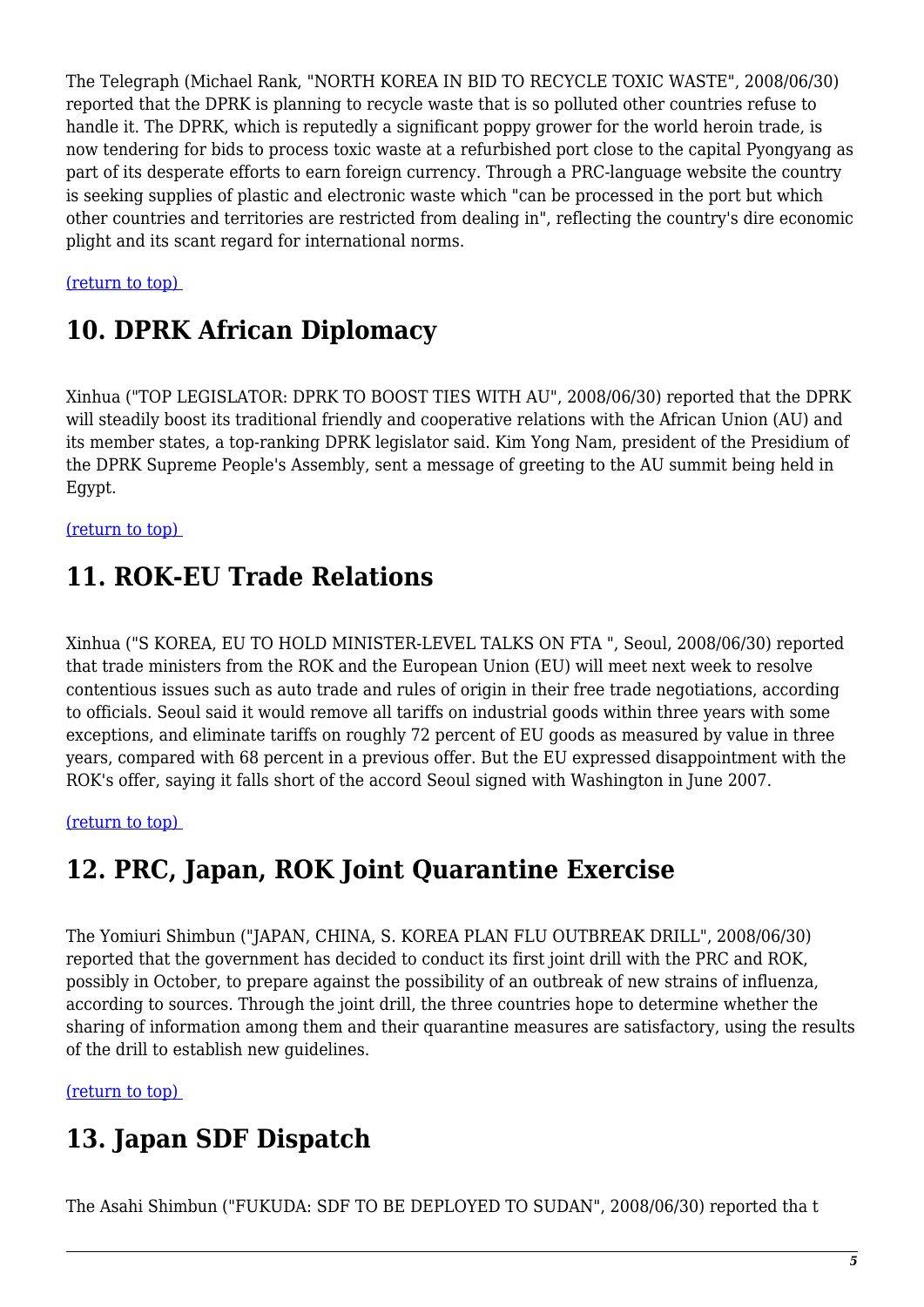The Telegraph (Michael Rank, "NORTH KOREA IN BID TO RECYCLE TOXIC WASTE", 2008/06/30) reported that the DPRK is planning to recycle waste that is so polluted other countries refuse to handle it. The DPRK, which is reputedly a significant poppy grower for the world heroin trade, is now tendering for bids to process toxic waste at a refurbished port close to the capital Pyongyang as part of its desperate efforts to earn foreign currency. Through a PRC-language website the country is seeking supplies of plastic and electronic waste which "can be processed in the port but which other countries and territories are restricted from dealing in", reflecting the country's dire economic plight and its scant regard for international norms.

(return to top)

## 10. DPRK African Diplomacy

Xinhua ("TOP LEGISLATOR: DPRK TO BOOST TIES WITH AU", 2008/06/30) reported that the DPRK will steadily boost its traditional friendly and cooperative relations with the African Union (AU) and its member states, a top-ranking DPRK legislator said. Kim Yong Nam, president of the Presidium of the DPRK Supreme People's Assembly, sent a message of greeting to the AU summit being held in Egypt.

(return to top)

## 11. ROK-EU Trade Relations

Xinhua ("S KOREA, EU TO HOLD MINISTER-LEVEL TALKS ON FTA ", Seoul, 2008/06/30) reported that trade ministers from the ROK and the European Union (EU) will meet next week to resolve contentious issues such as auto trade and rules of origin in their free trade negotiations, according to officials. Seoul said it would remove all tariffs on industrial goods within three years with some exceptions, and eliminate tariffs on roughly 72 percent of EU goods as measured by value in three years, compared with 68 percent in a previous offer. But the EU expressed disappointment with the ROK's offer, saying it falls short of the accord Seoul signed with Washington in June 2007.

(return to top)

## 12. PRC, Japan, ROK Joint Quarantine Exercise

The Yomiuri Shimbun ("JAPAN, CHINA, S. KOREA PLAN FLU OUTBREAK DRILL", 2008/06/30) reported that the government has decided to conduct its first joint drill with the PRC and ROK, possibly in October, to prepare against the possibility of an outbreak of new strains of influenza, according to sources. Through the joint drill, the three countries hope to determine whether the sharing of information among them and their quarantine measures are satisfactory, using the results of the drill to establish new guidelines.

(return to top)

## 13. Japan SDF Dispatch

The Asahi Shimbun ("FUKUDA: SDF TO BE DEPLOYED TO SUDAN", 2008/06/30) reported tha t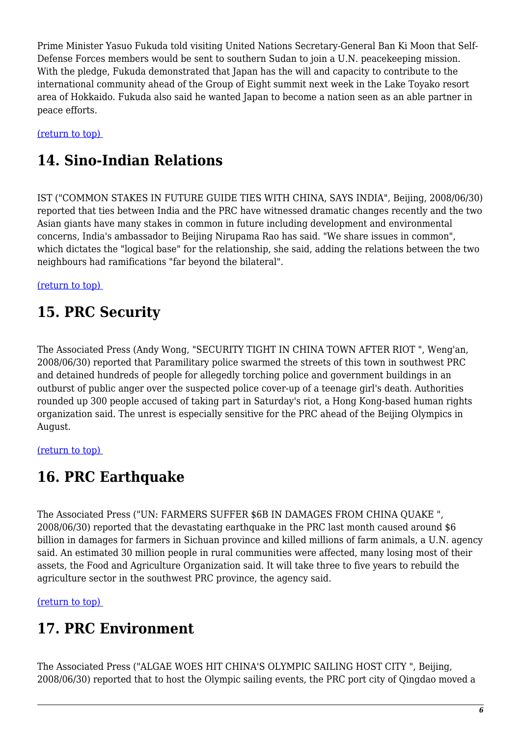Prime Minister Yasuo Fukuda told visiting United Nations Secretary-General Ban Ki Moon that Self-Defense Forces members would be sent to southern Sudan to join a U.N. peacekeeping mission. With the pledge, Fukuda demonstrated that Japan has the will and capacity to contribute to the international community ahead of the Group of Eight summit next week in the Lake Toyako resort area of Hokkaido. Fukuda also said he wanted Japan to become a nation seen as an able partner in peace efforts.

(return to top)

# 14. Sino-Indian Relations

IST ("COMMON STAKES IN FUTURE GUIDE TIES WITH CHINA, SAYS INDIA", Beijing, 2008/06/30) reported that ties between India and the PRC have witnessed dramatic changes recently and the two Asian giants have many stakes in common in future including development and environmental concerns, India's ambassador to Beijing Nirupama Rao has said. "We share issues in common", which dictates the "logical base" for the relationship, she said, adding the relations between the two neighbours had ramifications "far beyond the bilateral".

(return to top)

# 15. PRC Security

The Associated Press (Andy Wong, "SECURITY TIGHT IN CHINA TOWN AFTER RIOT ", Weng'an, 2008/06/30) reported that Paramilitary police swarmed the streets of this town in southwest PRC and detained hundreds of people for allegedly torching police and government buildings in an outburst of public anger over the suspected police cover-up of a teenage girl's death. Authorities rounded up 300 people accused of taking part in Saturday's riot, a Hong Kong-based human rights organization said. The unrest is especially sensitive for the PRC ahead of the Beijing Olympics in August.

(return to top)

# 16. PRC Earthquake

The Associated Press ("UN: FARMERS SUFFER $6B IN DAMAGES FROM CHINA QUAKE ", 2008/06/30) reported that the devastating earthquake in the PRC last month caused around $6 billion in damages for farmers in Sichuan province and killed millions of farm animals, a U.N. agency said. An estimated 30 million people in rural communities were affected, many losing most of their assets, the Food and Agriculture Organization said. It will take three to five years to rebuild the agriculture sector in the southwest PRC province, the agency said.

(return to top)

# 17. PRC Environment

The Associated Press ("ALGAE WOES HIT CHINA'S OLYMPIC SAILING HOST CITY ", Beijing, 2008/06/30) reported that to host the Olympic sailing events, the PRC port city of Qingdao moved a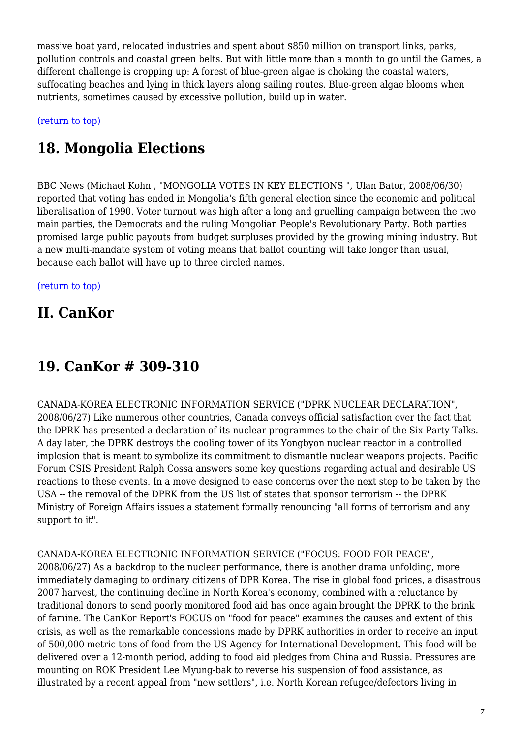massive boat yard, relocated industries and spent about $850 million on transport links, parks, pollution controls and coastal green belts. But with little more than a month to go until the Games, a different challenge is cropping up: A forest of blue-green algae is choking the coastal waters, suffocating beaches and lying in thick layers along sailing routes. Blue-green algae blooms when nutrients, sometimes caused by excessive pollution, build up in water.

(return to top)

## 18. Mongolia Elections

BBC News (Michael Kohn , "MONGOLIA VOTES IN KEY ELECTIONS ", Ulan Bator, 2008/06/30) reported that voting has ended in Mongolia's fifth general election since the economic and political liberalisation of 1990. Voter turnout was high after a long and gruelling campaign between the two main parties, the Democrats and the ruling Mongolian People's Revolutionary Party. Both parties promised large public payouts from budget surpluses provided by the growing mining industry. But a new multi-mandate system of voting means that ballot counting will take longer than usual, because each ballot will have up to three circled names.

(return to top)

## II. CanKor

## 19. CanKor # 309-310

CANADA-KOREA ELECTRONIC INFORMATION SERVICE ("DPRK NUCLEAR DECLARATION", 2008/06/27) Like numerous other countries, Canada conveys official satisfaction over the fact that the DPRK has presented a declaration of its nuclear programmes to the chair of the Six-Party Talks. A day later, the DPRK destroys the cooling tower of its Yongbyon nuclear reactor in a controlled implosion that is meant to symbolize its commitment to dismantle nuclear weapons projects. Pacific Forum CSIS President Ralph Cossa answers some key questions regarding actual and desirable US reactions to these events. In a move designed to ease concerns over the next step to be taken by the USA -- the removal of the DPRK from the US list of states that sponsor terrorism -- the DPRK Ministry of Foreign Affairs issues a statement formally renouncing "all forms of terrorism and any support to it".

CANADA-KOREA ELECTRONIC INFORMATION SERVICE ("FOCUS: FOOD FOR PEACE", 2008/06/27) As a backdrop to the nuclear performance, there is another drama unfolding, more immediately damaging to ordinary citizens of DPR Korea. The rise in global food prices, a disastrous 2007 harvest, the continuing decline in North Korea's economy, combined with a reluctance by traditional donors to send poorly monitored food aid has once again brought the DPRK to the brink of famine. The CanKor Report's FOCUS on "food for peace" examines the causes and extent of this crisis, as well as the remarkable concessions made by DPRK authorities in order to receive an input of 500,000 metric tons of food from the US Agency for International Development. This food will be delivered over a 12-month period, adding to food aid pledges from China and Russia. Pressures are mounting on ROK President Lee Myung-bak to reverse his suspension of food assistance, as illustrated by a recent appeal from "new settlers", i.e. North Korean refugee/defectors living in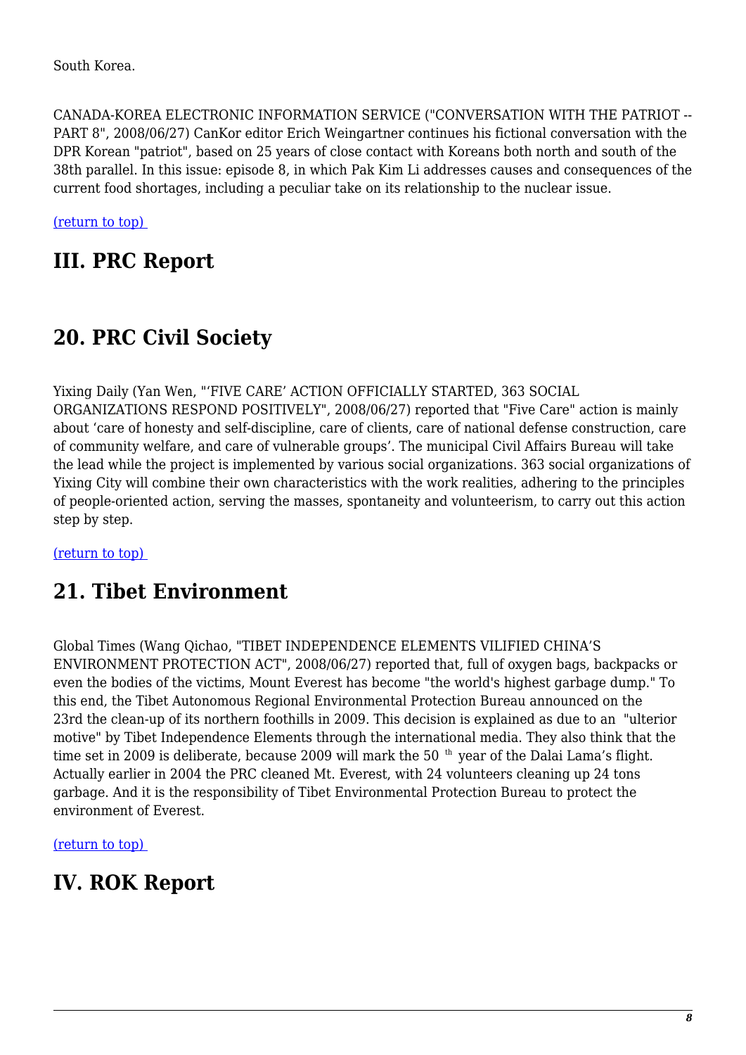South Korea.

CANADA-KOREA ELECTRONIC INFORMATION SERVICE ("CONVERSATION WITH THE PATRIOT -- PART 8", 2008/06/27) CanKor editor Erich Weingartner continues his fictional conversation with the DPR Korean "patriot", based on 25 years of close contact with Koreans both north and south of the 38th parallel. In this issue: episode 8, in which Pak Kim Li addresses causes and consequences of the current food shortages, including a peculiar take on its relationship to the nuclear issue.

(return to top)

# III. PRC Report

# 20. PRC Civil Society

Yixing Daily (Yan Wen, "'FIVE CARE' ACTION OFFICIALLY STARTED, 363 SOCIAL ORGANIZATIONS RESPOND POSITIVELY", 2008/06/27) reported that "Five Care" action is mainly about 'care of honesty and self-discipline, care of clients, care of national defense construction, care of community welfare, and care of vulnerable groups'. The municipal Civil Affairs Bureau will take the lead while the project is implemented by various social organizations. 363 social organizations of Yixing City will combine their own characteristics with the work realities, adhering to the principles of people-oriented action, serving the masses, spontaneity and volunteerism, to carry out this action step by step.

(return to top)

# 21. Tibet Environment

Global Times (Wang Qichao, "TIBET INDEPENDENCE ELEMENTS VILIFIED CHINA'S ENVIRONMENT PROTECTION ACT", 2008/06/27) reported that, full of oxygen bags, backpacks or even the bodies of the victims, Mount Everest has become "the world's highest garbage dump." To this end, the Tibet Autonomous Regional Environmental Protection Bureau announced on the 23rd the clean-up of its northern foothills in 2009. This decision is explained as due to an "ulterior motive" by Tibet Independence Elements through the international media. They also think that the time set in 2009 is deliberate, because 2009 will mark the 50th year of the Dalai Lama's flight. Actually earlier in 2004 the PRC cleaned Mt. Everest, with 24 volunteers cleaning up 24 tons garbage. And it is the responsibility of Tibet Environmental Protection Bureau to protect the environment of Everest.

(return to top)

# IV. ROK Report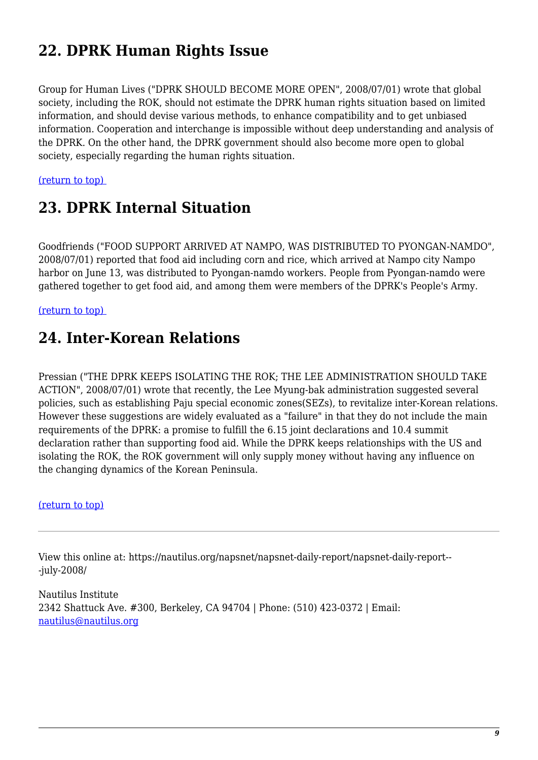## 22. DPRK Human Rights Issue

Group for Human Lives ("DPRK SHOULD BECOME MORE OPEN", 2008/07/01) wrote that global society, including the ROK, should not estimate the DPRK human rights situation based on limited information, and should devise various methods, to enhance compatibility and to get unbiased information. Cooperation and interchange is impossible without deep understanding and analysis of the DPRK. On the other hand, the DPRK government should also become more open to global society, especially regarding the human rights situation.

(return to top)

## 23. DPRK Internal Situation

Goodfriends ("FOOD SUPPORT ARRIVED AT NAMPO, WAS DISTRIBUTED TO PYONGAN-NAMDO", 2008/07/01) reported that food aid including corn and rice, which arrived at Nampo city Nampo harbor on June 13, was distributed to Pyongan-namdo workers. People from Pyongan-namdo were gathered together to get food aid, and among them were members of the DPRK's People's Army.

(return to top)

## 24. Inter-Korean Relations

Pressian ("THE DPRK KEEPS ISOLATING THE ROK; THE LEE ADMINISTRATION SHOULD TAKE ACTION", 2008/07/01) wrote that recently, the Lee Myung-bak administration suggested several policies, such as establishing Paju special economic zones(SEZs), to revitalize inter-Korean relations. However these suggestions are widely evaluated as a "failure" in that they do not include the main requirements of the DPRK: a promise to fulfill the 6.15 joint declarations and 10.4 summit declaration rather than supporting food aid. While the DPRK keeps relationships with the US and isolating the ROK, the ROK government will only supply money without having any influence on the changing dynamics of the Korean Peninsula.

(return to top)

---

View this online at: https://nautilus.org/napsnet/napsnet-daily-report/napsnet-daily-report---july-2008/

Nautilus Institute
2342 Shattuck Ave. #300, Berkeley, CA 94704 | Phone: (510) 423-0372 | Email: nautilus@nautilus.org